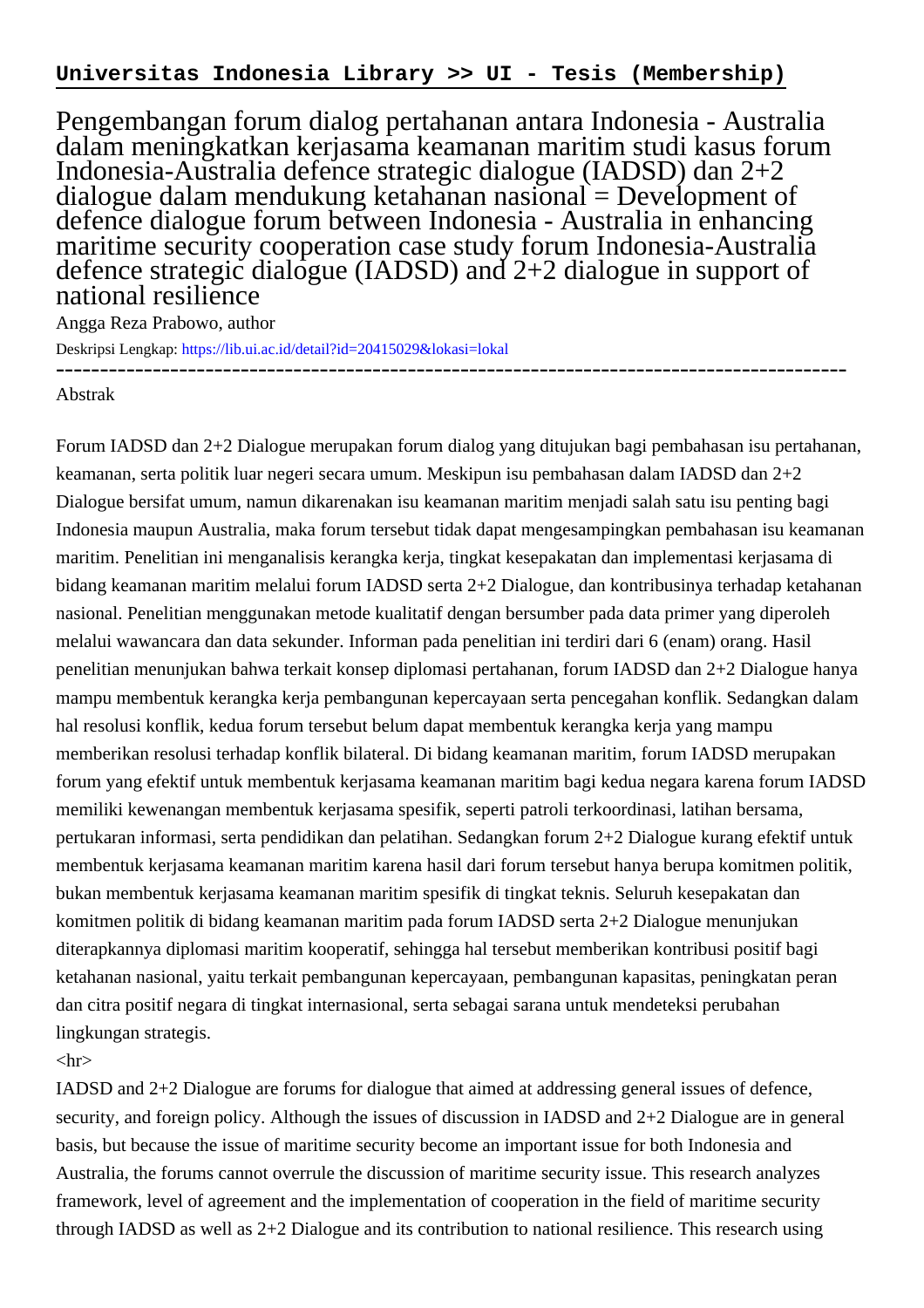**Universitas Indonesia Library >> UI - Tesis (Membership)**

# Pengembangan forum dialog pertahanan antara Indonesia - Australia dalam meningkatkan kerjasama keamanan maritim studi kasus forum Indonesia-Australia defence strategic dialogue (IADSD) dan 2+2 dialogue dalam mendukung ketahanan nasional = Development of defence dialogue forum between Indonesia - Australia in enhancing maritime security cooperation case study forum Indonesia-Australia defence strategic dialogue (IADSD) and 2+2 dialogue in support of national resilience

Angga Reza Prabowo, author

Deskripsi Lengkap: https://lib.ui.ac.id/detail?id=20415029&lokasi=lokal

------------------------------------------------------------------------------------------

Abstrak

Forum IADSD dan 2+2 Dialogue merupakan forum dialog yang ditujukan bagi pembahasan isu pertahanan, keamanan, serta politik luar negeri secara umum. Meskipun isu pembahasan dalam IADSD dan 2+2 Dialogue bersifat umum, namun dikarenakan isu keamanan maritim menjadi salah satu isu penting bagi Indonesia maupun Australia, maka forum tersebut tidak dapat mengesampingkan pembahasan isu keamanan maritim. Penelitian ini menganalisis kerangka kerja, tingkat kesepakatan dan implementasi kerjasama di bidang keamanan maritim melalui forum IADSD serta 2+2 Dialogue, dan kontribusinya terhadap ketahanan nasional. Penelitian menggunakan metode kualitatif dengan bersumber pada data primer yang diperoleh melalui wawancara dan data sekunder. Informan pada penelitian ini terdiri dari 6 (enam) orang. Hasil penelitian menunjukan bahwa terkait konsep diplomasi pertahanan, forum IADSD dan 2+2 Dialogue hanya mampu membentuk kerangka kerja pembangunan kepercayaan serta pencegahan konflik. Sedangkan dalam hal resolusi konflik, kedua forum tersebut belum dapat membentuk kerangka kerja yang mampu memberikan resolusi terhadap konflik bilateral. Di bidang keamanan maritim, forum IADSD merupakan forum yang efektif untuk membentuk kerjasama keamanan maritim bagi kedua negara karena forum IADSD memiliki kewenangan membentuk kerjasama spesifik, seperti patroli terkoordinasi, latihan bersama, pertukaran informasi, serta pendidikan dan pelatihan. Sedangkan forum 2+2 Dialogue kurang efektif untuk membentuk kerjasama keamanan maritim karena hasil dari forum tersebut hanya berupa komitmen politik, bukan membentuk kerjasama keamanan maritim spesifik di tingkat teknis. Seluruh kesepakatan dan komitmen politik di bidang keamanan maritim pada forum IADSD serta 2+2 Dialogue menunjukan diterapkannya diplomasi maritim kooperatif, sehingga hal tersebut memberikan kontribusi positif bagi ketahanan nasional, yaitu terkait pembangunan kepercayaan, pembangunan kapasitas, peningkatan peran dan citra positif negara di tingkat internasional, serta sebagai sarana untuk mendeteksi perubahan lingkungan strategis.

<hr>

IADSD and 2+2 Dialogue are forums for dialogue that aimed at addressing general issues of defence, security, and foreign policy. Although the issues of discussion in IADSD and 2+2 Dialogue are in general basis, but because the issue of maritime security become an important issue for both Indonesia and Australia, the forums cannot overrule the discussion of maritime security issue. This research analyzes framework, level of agreement and the implementation of cooperation in the field of maritime security through IADSD as well as 2+2 Dialogue and its contribution to national resilience. This research using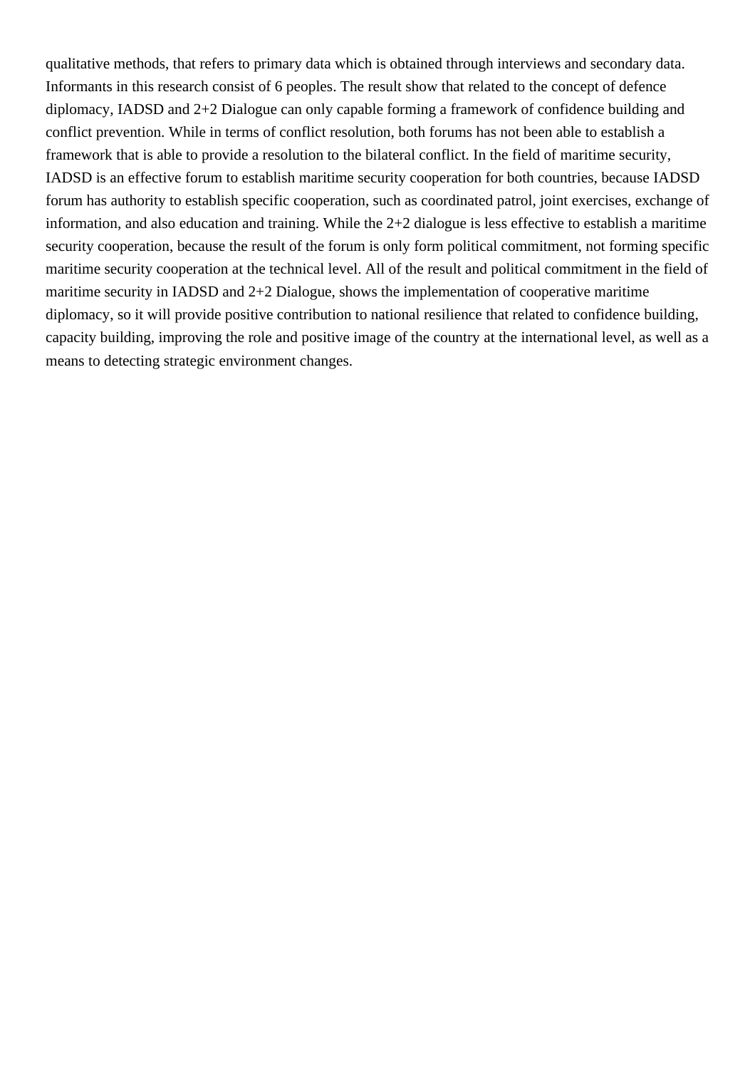qualitative methods, that refers to primary data which is obtained through interviews and secondary data. Informants in this research consist of 6 peoples. The result show that related to the concept of defence diplomacy, IADSD and 2+2 Dialogue can only capable forming a framework of confidence building and conflict prevention. While in terms of conflict resolution, both forums has not been able to establish a framework that is able to provide a resolution to the bilateral conflict. In the field of maritime security, IADSD is an effective forum to establish maritime security cooperation for both countries, because IADSD forum has authority to establish specific cooperation, such as coordinated patrol, joint exercises, exchange of information, and also education and training. While the 2+2 dialogue is less effective to establish a maritime security cooperation, because the result of the forum is only form political commitment, not forming specific maritime security cooperation at the technical level. All of the result and political commitment in the field of maritime security in IADSD and 2+2 Dialogue, shows the implementation of cooperative maritime diplomacy, so it will provide positive contribution to national resilience that related to confidence building, capacity building, improving the role and positive image of the country at the international level, as well as a means to detecting strategic environment changes.